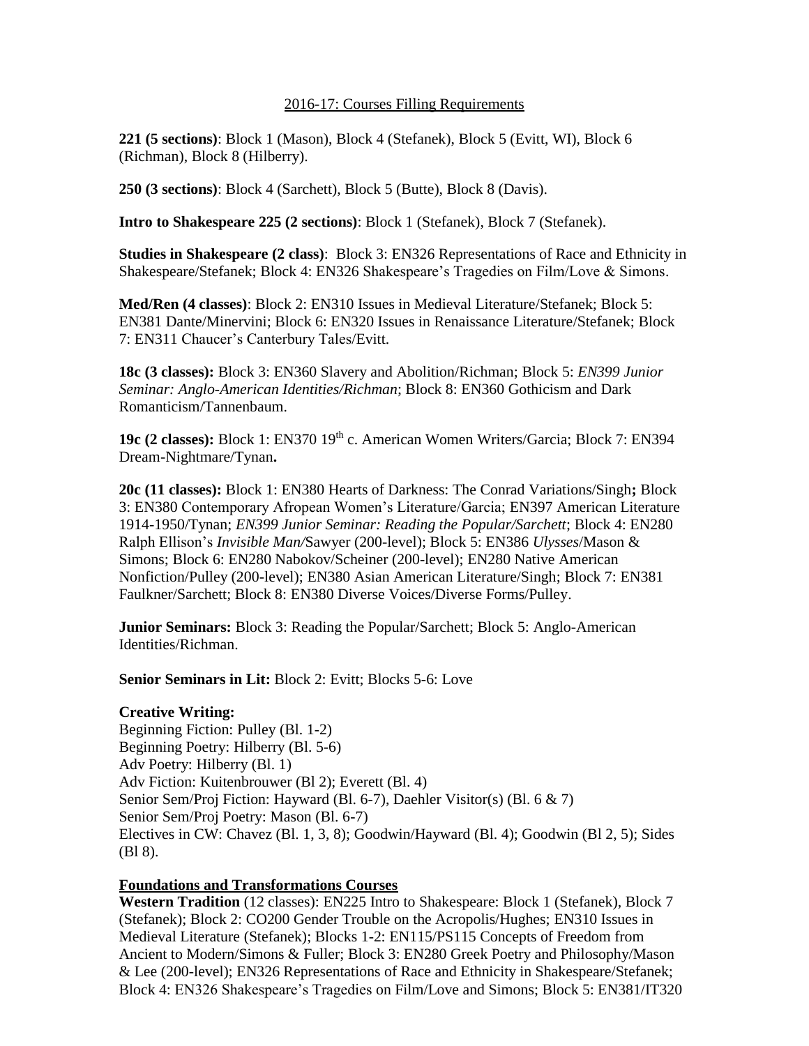2016-17: Courses Filling Requirements

**221 (5 sections)**: Block 1 (Mason), Block 4 (Stefanek), Block 5 (Evitt, WI), Block 6 (Richman), Block 8 (Hilberry).

**250 (3 sections)**: Block 4 (Sarchett), Block 5 (Butte), Block 8 (Davis).

**Intro to Shakespeare 225 (2 sections)**: Block 1 (Stefanek), Block 7 (Stefanek).

**Studies in Shakespeare (2 class)**: Block 3: EN326 Representations of Race and Ethnicity in Shakespeare/Stefanek; Block 4: EN326 Shakespeare's Tragedies on Film/Love & Simons.

**Med/Ren (4 classes)**: Block 2: EN310 Issues in Medieval Literature/Stefanek; Block 5: EN381 Dante/Minervini; Block 6: EN320 Issues in Renaissance Literature/Stefanek; Block 7: EN311 Chaucer's Canterbury Tales/Evitt.

**18c (3 classes):** Block 3: EN360 Slavery and Abolition/Richman; Block 5: *EN399 Junior Seminar: Anglo-American Identities/Richman*; Block 8: EN360 Gothicism and Dark Romanticism/Tannenbaum.

**19c (2 classes):** Block 1: EN370 19th c. American Women Writers/Garcia; Block 7: EN394 Dream-Nightmare/Tynan**.**

**20c (11 classes):** Block 1: EN380 Hearts of Darkness: The Conrad Variations/Singh**;** Block 3: EN380 Contemporary Afropean Women's Literature/Garcia; EN397 American Literature 1914-1950/Tynan; *EN399 Junior Seminar: Reading the Popular/Sarchett*; Block 4: EN280 Ralph Ellison's *Invisible Man/*Sawyer (200-level); Block 5: EN386 *Ulysses*/Mason & Simons; Block 6: EN280 Nabokov/Scheiner (200-level); EN280 Native American Nonfiction/Pulley (200-level); EN380 Asian American Literature/Singh; Block 7: EN381 Faulkner/Sarchett; Block 8: EN380 Diverse Voices/Diverse Forms/Pulley.

**Junior Seminars:** Block 3: Reading the Popular/Sarchett; Block 5: Anglo-American Identities/Richman.

**Senior Seminars in Lit:** Block 2: Evitt; Blocks 5-6: Love

**Creative Writing:**
Beginning Fiction: Pulley (Bl. 1-2)
Beginning Poetry: Hilberry (Bl. 5-6)
Adv Poetry: Hilberry (Bl. 1)
Adv Fiction: Kuitenbrouwer (Bl 2); Everett (Bl. 4)
Senior Sem/Proj Fiction: Hayward (Bl. 6-7), Daehler Visitor(s) (Bl. 6 & 7)
Senior Sem/Proj Poetry: Mason (Bl. 6-7)
Electives in CW: Chavez (Bl. 1, 3, 8); Goodwin/Hayward (Bl. 4); Goodwin (Bl 2, 5); Sides (Bl 8).

**Foundations and Transformations Courses**

**Western Tradition** (12 classes): EN225 Intro to Shakespeare: Block 1 (Stefanek), Block 7 (Stefanek); Block 2: CO200 Gender Trouble on the Acropolis/Hughes; EN310 Issues in Medieval Literature (Stefanek); Blocks 1-2: EN115/PS115 Concepts of Freedom from Ancient to Modern/Simons & Fuller; Block 3: EN280 Greek Poetry and Philosophy/Mason & Lee (200-level); EN326 Representations of Race and Ethnicity in Shakespeare/Stefanek; Block 4: EN326 Shakespeare's Tragedies on Film/Love and Simons; Block 5: EN381/IT320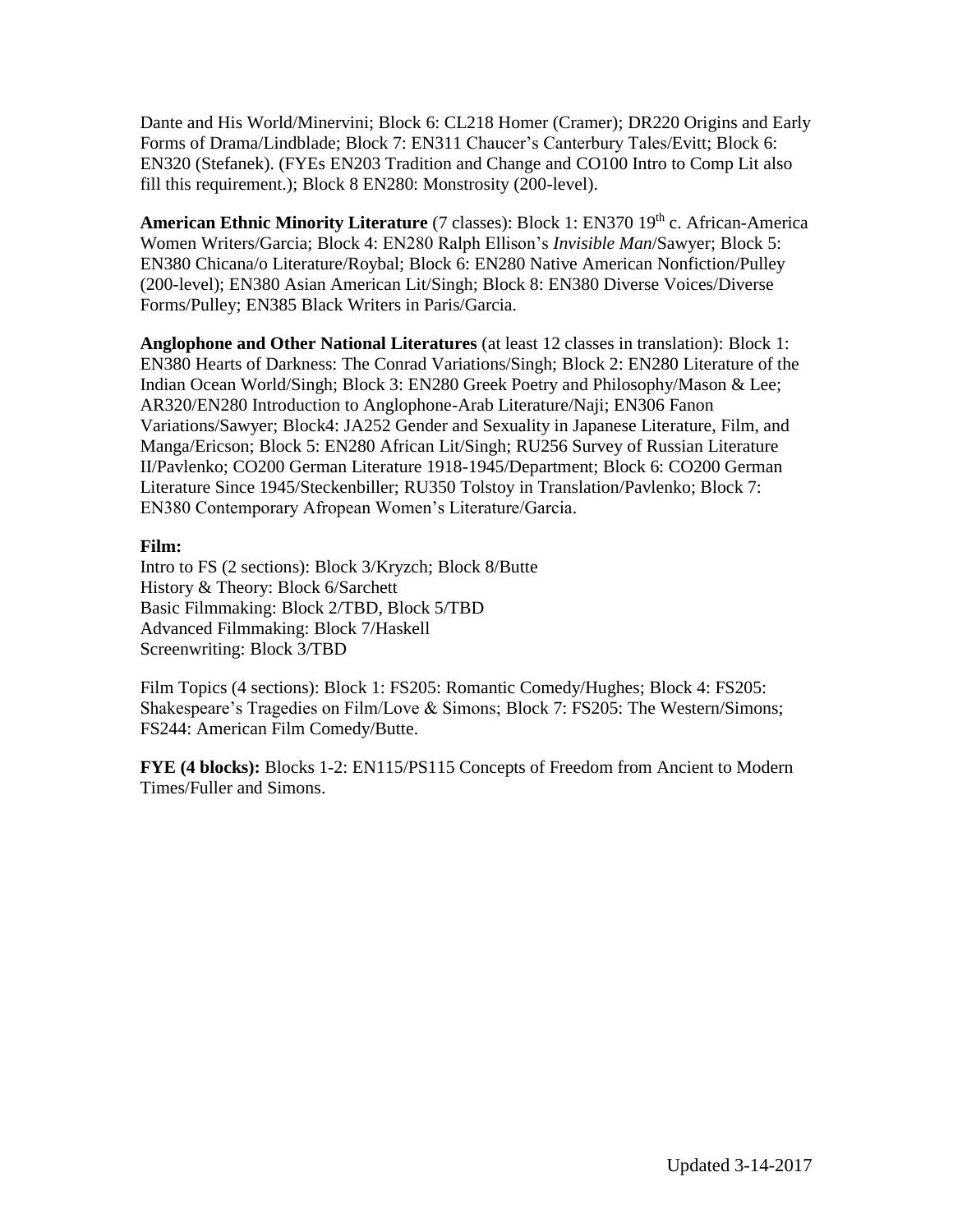Dante and His World/Minervini; Block 6: CL218 Homer (Cramer); DR220 Origins and Early Forms of Drama/Lindblade; Block 7: EN311 Chaucer's Canterbury Tales/Evitt; Block 6: EN320 (Stefanek). (FYEs EN203 Tradition and Change and CO100 Intro to Comp Lit also fill this requirement.); Block 8 EN280: Monstrosity (200-level).

**American Ethnic Minority Literature** (7 classes): Block 1: EN370 19th c. African-America Women Writers/Garcia; Block 4: EN280 Ralph Ellison's *Invisible Man*/Sawyer; Block 5: EN380 Chicana/o Literature/Roybal; Block 6: EN280 Native American Nonfiction/Pulley (200-level); EN380 Asian American Lit/Singh; Block 8: EN380 Diverse Voices/Diverse Forms/Pulley; EN385 Black Writers in Paris/Garcia.

**Anglophone and Other National Literatures** (at least 12 classes in translation): Block 1: EN380 Hearts of Darkness: The Conrad Variations/Singh; Block 2: EN280 Literature of the Indian Ocean World/Singh; Block 3: EN280 Greek Poetry and Philosophy/Mason & Lee; AR320/EN280 Introduction to Anglophone-Arab Literature/Naji; EN306 Fanon Variations/Sawyer; Block4: JA252 Gender and Sexuality in Japanese Literature, Film, and Manga/Ericson; Block 5: EN280 African Lit/Singh; RU256 Survey of Russian Literature II/Pavlenko; CO200 German Literature 1918-1945/Department; Block 6: CO200 German Literature Since 1945/Steckenbiller; RU350 Tolstoy in Translation/Pavlenko; Block 7: EN380 Contemporary Afropean Women's Literature/Garcia.

**Film:**

Intro to FS (2 sections): Block 3/Kryzch; Block 8/Butte
History & Theory: Block 6/Sarchett
Basic Filmmaking: Block 2/TBD, Block 5/TBD
Advanced Filmmaking: Block 7/Haskell
Screenwriting: Block 3/TBD

Film Topics (4 sections): Block 1: FS205: Romantic Comedy/Hughes; Block 4: FS205: Shakespeare's Tragedies on Film/Love & Simons; Block 7: FS205: The Western/Simons; FS244: American Film Comedy/Butte.

**FYE (4 blocks):** Blocks 1-2: EN115/PS115 Concepts of Freedom from Ancient to Modern Times/Fuller and Simons.

Updated 3-14-2017